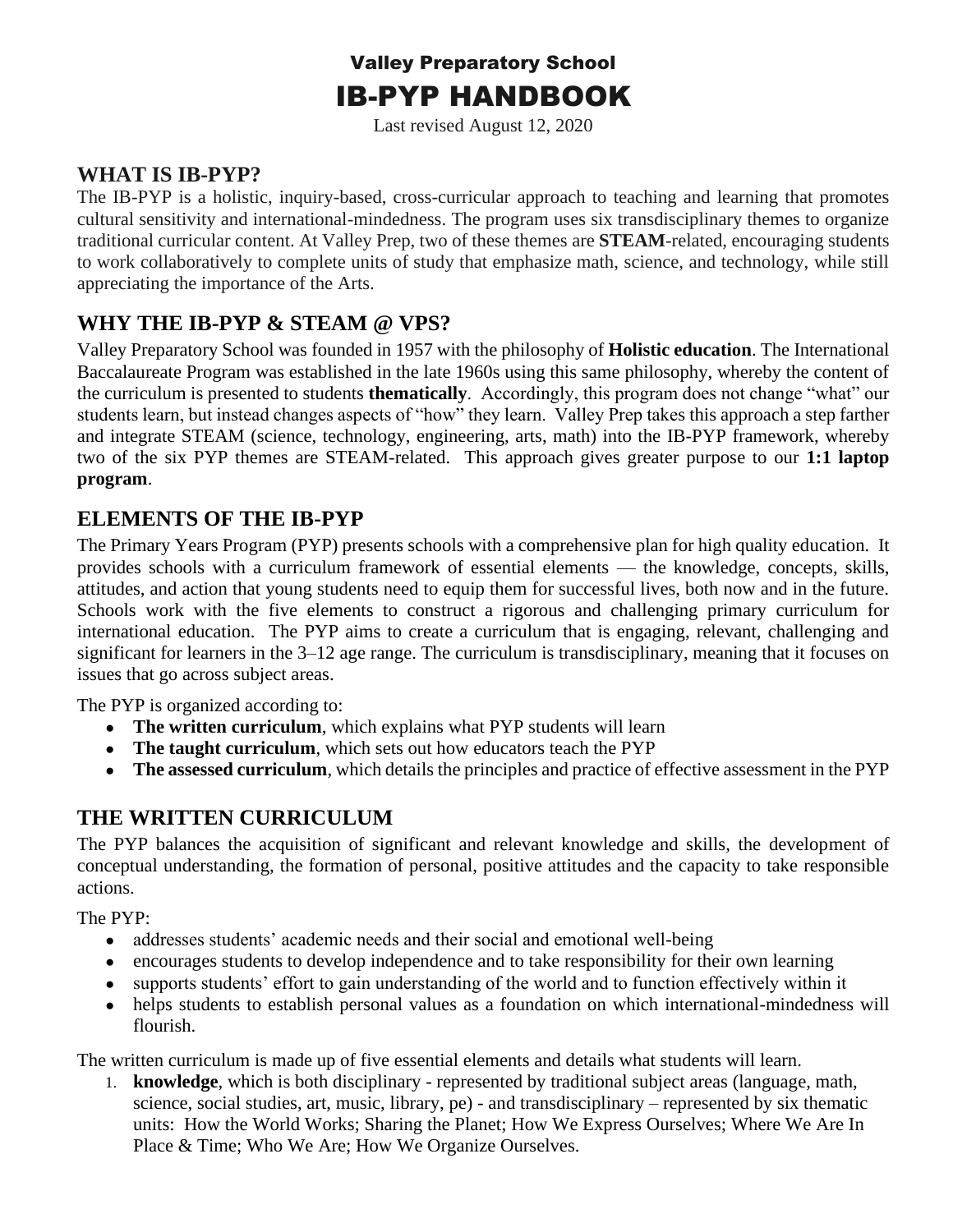# Valley Preparatory School

# IB-PYP HANDBOOK

Last revised August 12, 2020

## WHAT IS IB-PYP?

The IB-PYP is a holistic, inquiry-based, cross-curricular approach to teaching and learning that promotes cultural sensitivity and international-mindedness. The program uses six transdisciplinary themes to organize traditional curricular content. At Valley Prep, two of these themes are **STEAM**-related, encouraging students to work collaboratively to complete units of study that emphasize math, science, and technology, while still appreciating the importance of the Arts.

## WHY THE IB-PYP & STEAM @ VPS?

Valley Preparatory School was founded in 1957 with the philosophy of **Holistic education**. The International Baccalaureate Program was established in the late 1960s using this same philosophy, whereby the content of the curriculum is presented to students **thematically**. Accordingly, this program does not change "what" our students learn, but instead changes aspects of "how" they learn. Valley Prep takes this approach a step farther and integrate STEAM (science, technology, engineering, arts, math) into the IB-PYP framework, whereby two of the six PYP themes are STEAM-related. This approach gives greater purpose to our **1:1 laptop program**.

## ELEMENTS OF THE IB-PYP

The Primary Years Program (PYP) presents schools with a comprehensive plan for high quality education. It provides schools with a curriculum framework of essential elements — the knowledge, concepts, skills, attitudes, and action that young students need to equip them for successful lives, both now and in the future. Schools work with the five elements to construct a rigorous and challenging primary curriculum for international education. The PYP aims to create a curriculum that is engaging, relevant, challenging and significant for learners in the 3–12 age range. The curriculum is transdisciplinary, meaning that it focuses on issues that go across subject areas.

The PYP is organized according to:

- **The written curriculum**, which explains what PYP students will learn
- **The taught curriculum**, which sets out how educators teach the PYP
- **The assessed curriculum**, which details the principles and practice of effective assessment in the PYP

## THE WRITTEN CURRICULUM

The PYP balances the acquisition of significant and relevant knowledge and skills, the development of conceptual understanding, the formation of personal, positive attitudes and the capacity to take responsible actions.

The PYP:

- addresses students' academic needs and their social and emotional well-being
- encourages students to develop independence and to take responsibility for their own learning
- supports students' effort to gain understanding of the world and to function effectively within it
- helps students to establish personal values as a foundation on which international-mindedness will flourish.

The written curriculum is made up of five essential elements and details what students will learn.

1. **knowledge**, which is both disciplinary - represented by traditional subject areas (language, math, science, social studies, art, music, library, pe) - and transdisciplinary – represented by six thematic units: How the World Works; Sharing the Planet; How We Express Ourselves; Where We Are In Place & Time; Who We Are; How We Organize Ourselves.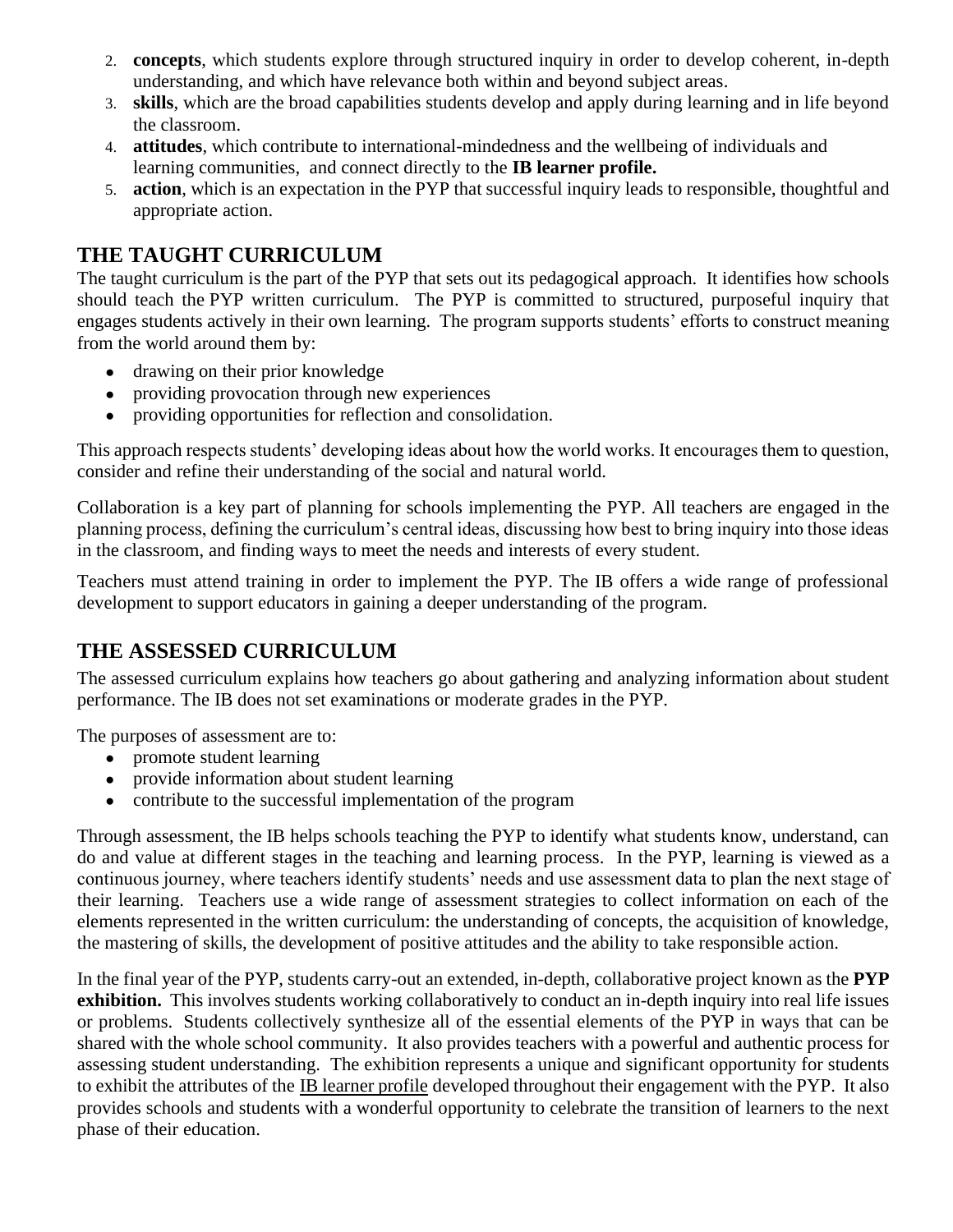2. **concepts**, which students explore through structured inquiry in order to develop coherent, in-depth understanding, and which have relevance both within and beyond subject areas.
3. **skills**, which are the broad capabilities students develop and apply during learning and in life beyond the classroom.
4. **attitudes**, which contribute to international-mindedness and the wellbeing of individuals and learning communities, and connect directly to the **IB learner profile.**
5. **action**, which is an expectation in the PYP that successful inquiry leads to responsible, thoughtful and appropriate action.

## THE TAUGHT CURRICULUM

The taught curriculum is the part of the PYP that sets out its pedagogical approach. It identifies how schools should teach the PYP written curriculum. The PYP is committed to structured, purposeful inquiry that engages students actively in their own learning. The program supports students' efforts to construct meaning from the world around them by:

- drawing on their prior knowledge
- providing provocation through new experiences
- providing opportunities for reflection and consolidation.

This approach respects students' developing ideas about how the world works. It encourages them to question, consider and refine their understanding of the social and natural world.

Collaboration is a key part of planning for schools implementing the PYP. All teachers are engaged in the planning process, defining the curriculum's central ideas, discussing how best to bring inquiry into those ideas in the classroom, and finding ways to meet the needs and interests of every student.

Teachers must attend training in order to implement the PYP. The IB offers a wide range of professional development to support educators in gaining a deeper understanding of the program.

## THE ASSESSED CURRICULUM

The assessed curriculum explains how teachers go about gathering and analyzing information about student performance. The IB does not set examinations or moderate grades in the PYP.

The purposes of assessment are to:

- promote student learning
- provide information about student learning
- contribute to the successful implementation of the program

Through assessment, the IB helps schools teaching the PYP to identify what students know, understand, can do and value at different stages in the teaching and learning process. In the PYP, learning is viewed as a continuous journey, where teachers identify students' needs and use assessment data to plan the next stage of their learning. Teachers use a wide range of assessment strategies to collect information on each of the elements represented in the written curriculum: the understanding of concepts, the acquisition of knowledge, the mastering of skills, the development of positive attitudes and the ability to take responsible action.

In the final year of the PYP, students carry-out an extended, in-depth, collaborative project known as the **PYP exhibition.** This involves students working collaboratively to conduct an in-depth inquiry into real life issues or problems. Students collectively synthesize all of the essential elements of the PYP in ways that can be shared with the whole school community. It also provides teachers with a powerful and authentic process for assessing student understanding. The exhibition represents a unique and significant opportunity for students to exhibit the attributes of the IB learner profile developed throughout their engagement with the PYP. It also provides schools and students with a wonderful opportunity to celebrate the transition of learners to the next phase of their education.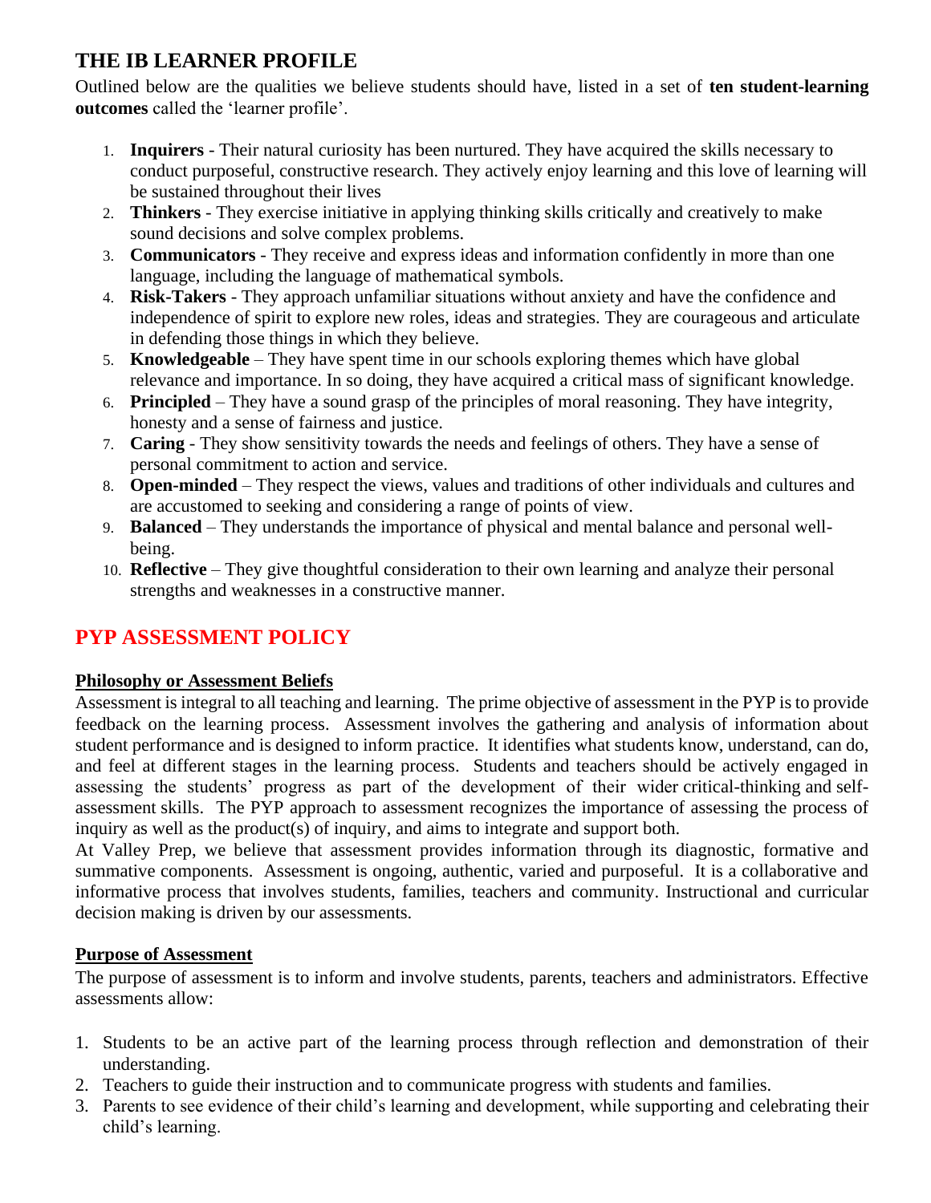## THE IB LEARNER PROFILE

Outlined below are the qualities we believe students should have, listed in a set of **ten student-learning outcomes** called the 'learner profile'.

1. **Inquirers** - Their natural curiosity has been nurtured. They have acquired the skills necessary to conduct purposeful, constructive research. They actively enjoy learning and this love of learning will be sustained throughout their lives
2. **Thinkers** - They exercise initiative in applying thinking skills critically and creatively to make sound decisions and solve complex problems.
3. **Communicators** - They receive and express ideas and information confidently in more than one language, including the language of mathematical symbols.
4. **Risk-Takers** - They approach unfamiliar situations without anxiety and have the confidence and independence of spirit to explore new roles, ideas and strategies. They are courageous and articulate in defending those things in which they believe.
5. **Knowledgeable** – They have spent time in our schools exploring themes which have global relevance and importance. In so doing, they have acquired a critical mass of significant knowledge.
6. **Principled** – They have a sound grasp of the principles of moral reasoning. They have integrity, honesty and a sense of fairness and justice.
7. **Caring** - They show sensitivity towards the needs and feelings of others. They have a sense of personal commitment to action and service.
8. **Open-minded** – They respect the views, values and traditions of other individuals and cultures and are accustomed to seeking and considering a range of points of view.
9. **Balanced** – They understands the importance of physical and mental balance and personal well-being.
10. **Reflective** – They give thoughtful consideration to their own learning and analyze their personal strengths and weaknesses in a constructive manner.

## PYP ASSESSMENT POLICY

**Philosophy or Assessment Beliefs**

Assessment is integral to all teaching and learning. The prime objective of assessment in the PYP is to provide feedback on the learning process. Assessment involves the gathering and analysis of information about student performance and is designed to inform practice. It identifies what students know, understand, can do, and feel at different stages in the learning process. Students and teachers should be actively engaged in assessing the students' progress as part of the development of their wider critical-thinking and self-assessment skills. The PYP approach to assessment recognizes the importance of assessing the process of inquiry as well as the product(s) of inquiry, and aims to integrate and support both.

At Valley Prep, we believe that assessment provides information through its diagnostic, formative and summative components. Assessment is ongoing, authentic, varied and purposeful. It is a collaborative and informative process that involves students, families, teachers and community. Instructional and curricular decision making is driven by our assessments.

**Purpose of Assessment**

The purpose of assessment is to inform and involve students, parents, teachers and administrators. Effective assessments allow:

1. Students to be an active part of the learning process through reflection and demonstration of their understanding.
2. Teachers to guide their instruction and to communicate progress with students and families.
3. Parents to see evidence of their child's learning and development, while supporting and celebrating their child's learning.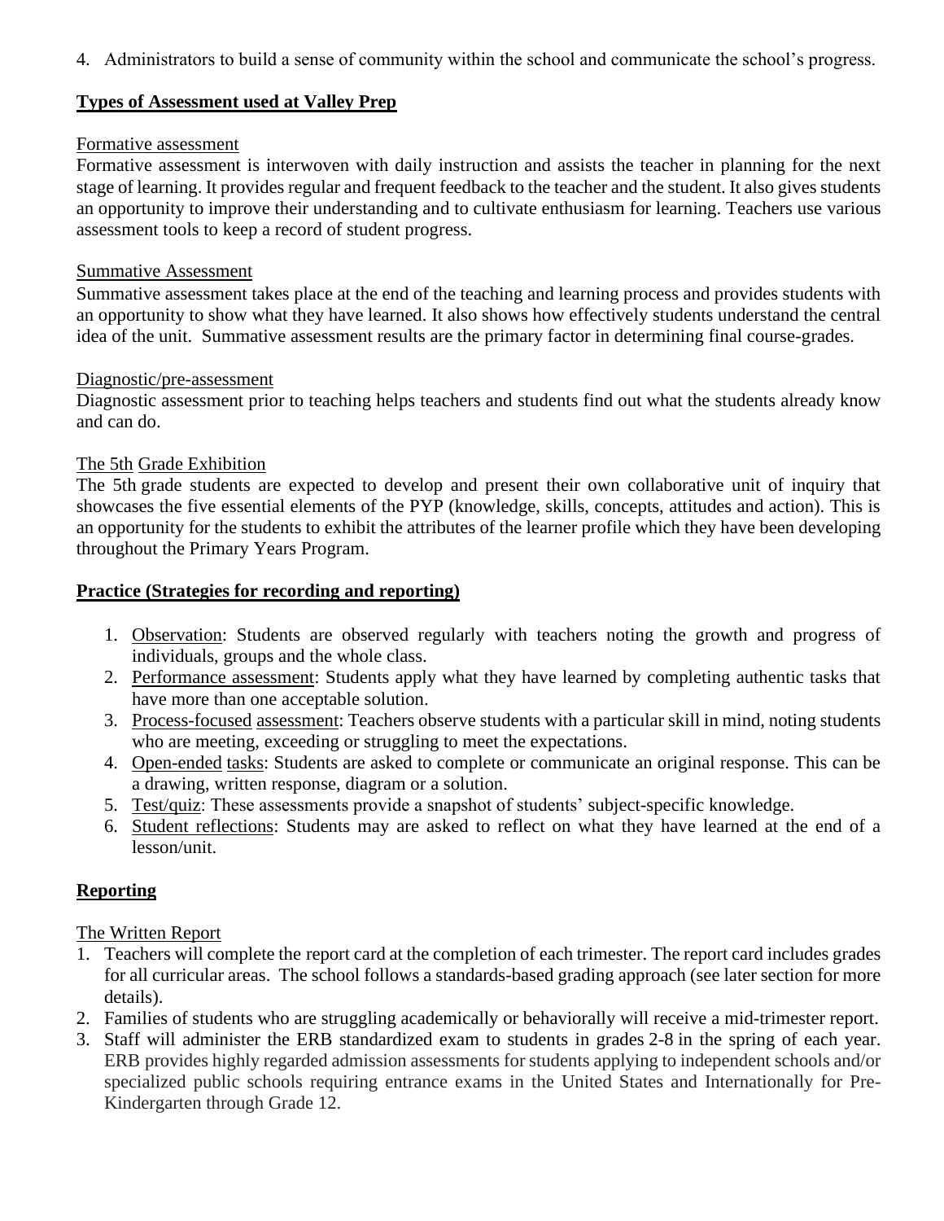4. Administrators to build a sense of community within the school and communicate the school's progress.

## Types of Assessment used at Valley Prep

### Formative assessment

Formative assessment is interwoven with daily instruction and assists the teacher in planning for the next stage of learning. It provides regular and frequent feedback to the teacher and the student. It also gives students an opportunity to improve their understanding and to cultivate enthusiasm for learning. Teachers use various assessment tools to keep a record of student progress.

### Summative Assessment

Summative assessment takes place at the end of the teaching and learning process and provides students with an opportunity to show what they have learned. It also shows how effectively students understand the central idea of the unit. Summative assessment results are the primary factor in determining final course-grades.

### Diagnostic/pre-assessment

Diagnostic assessment prior to teaching helps teachers and students find out what the students already know and can do.

### The 5th Grade Exhibition

The 5th grade students are expected to develop and present their own collaborative unit of inquiry that showcases the five essential elements of the PYP (knowledge, skills, concepts, attitudes and action). This is an opportunity for the students to exhibit the attributes of the learner profile which they have been developing throughout the Primary Years Program.

## Practice (Strategies for recording and reporting)

1. Observation: Students are observed regularly with teachers noting the growth and progress of individuals, groups and the whole class.
2. Performance assessment: Students apply what they have learned by completing authentic tasks that have more than one acceptable solution.
3. Process-focused assessment: Teachers observe students with a particular skill in mind, noting students who are meeting, exceeding or struggling to meet the expectations.
4. Open-ended tasks: Students are asked to complete or communicate an original response. This can be a drawing, written response, diagram or a solution.
5. Test/quiz: These assessments provide a snapshot of students' subject-specific knowledge.
6. Student reflections: Students may are asked to reflect on what they have learned at the end of a lesson/unit.

## Reporting

### The Written Report

1. Teachers will complete the report card at the completion of each trimester. The report card includes grades for all curricular areas. The school follows a standards-based grading approach (see later section for more details).
2. Families of students who are struggling academically or behaviorally will receive a mid-trimester report.
3. Staff will administer the ERB standardized exam to students in grades 2-8 in the spring of each year. ERB provides highly regarded admission assessments for students applying to independent schools and/or specialized public schools requiring entrance exams in the United States and Internationally for Pre-Kindergarten through Grade 12.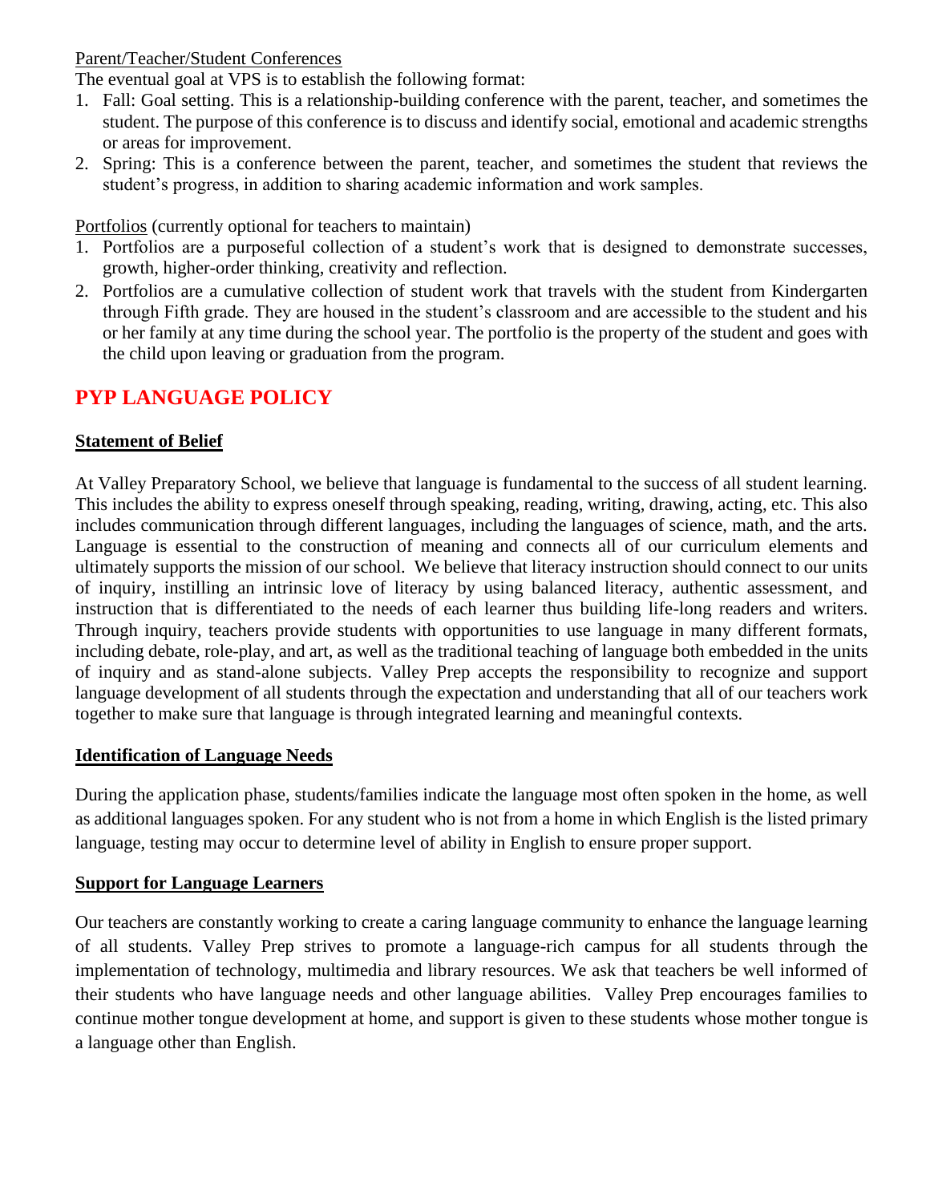Parent/Teacher/Student Conferences

The eventual goal at VPS is to establish the following format:

1. Fall: Goal setting. This is a relationship-building conference with the parent, teacher, and sometimes the student. The purpose of this conference is to discuss and identify social, emotional and academic strengths or areas for improvement.
2. Spring: This is a conference between the parent, teacher, and sometimes the student that reviews the student's progress, in addition to sharing academic information and work samples.

Portfolios (currently optional for teachers to maintain)

1. Portfolios are a purposeful collection of a student's work that is designed to demonstrate successes, growth, higher-order thinking, creativity and reflection.
2. Portfolios are a cumulative collection of student work that travels with the student from Kindergarten through Fifth grade. They are housed in the student's classroom and are accessible to the student and his or her family at any time during the school year. The portfolio is the property of the student and goes with the child upon leaving or graduation from the program.

## PYP LANGUAGE POLICY

**Statement of Belief**

At Valley Preparatory School, we believe that language is fundamental to the success of all student learning. This includes the ability to express oneself through speaking, reading, writing, drawing, acting, etc. This also includes communication through different languages, including the languages of science, math, and the arts. Language is essential to the construction of meaning and connects all of our curriculum elements and ultimately supports the mission of our school. We believe that literacy instruction should connect to our units of inquiry, instilling an intrinsic love of literacy by using balanced literacy, authentic assessment, and instruction that is differentiated to the needs of each learner thus building life-long readers and writers. Through inquiry, teachers provide students with opportunities to use language in many different formats, including debate, role-play, and art, as well as the traditional teaching of language both embedded in the units of inquiry and as stand-alone subjects. Valley Prep accepts the responsibility to recognize and support language development of all students through the expectation and understanding that all of our teachers work together to make sure that language is through integrated learning and meaningful contexts.

**Identification of Language Needs**

During the application phase, students/families indicate the language most often spoken in the home, as well as additional languages spoken. For any student who is not from a home in which English is the listed primary language, testing may occur to determine level of ability in English to ensure proper support.

**Support for Language Learners**

Our teachers are constantly working to create a caring language community to enhance the language learning of all students. Valley Prep strives to promote a language-rich campus for all students through the implementation of technology, multimedia and library resources. We ask that teachers be well informed of their students who have language needs and other language abilities. Valley Prep encourages families to continue mother tongue development at home, and support is given to these students whose mother tongue is a language other than English.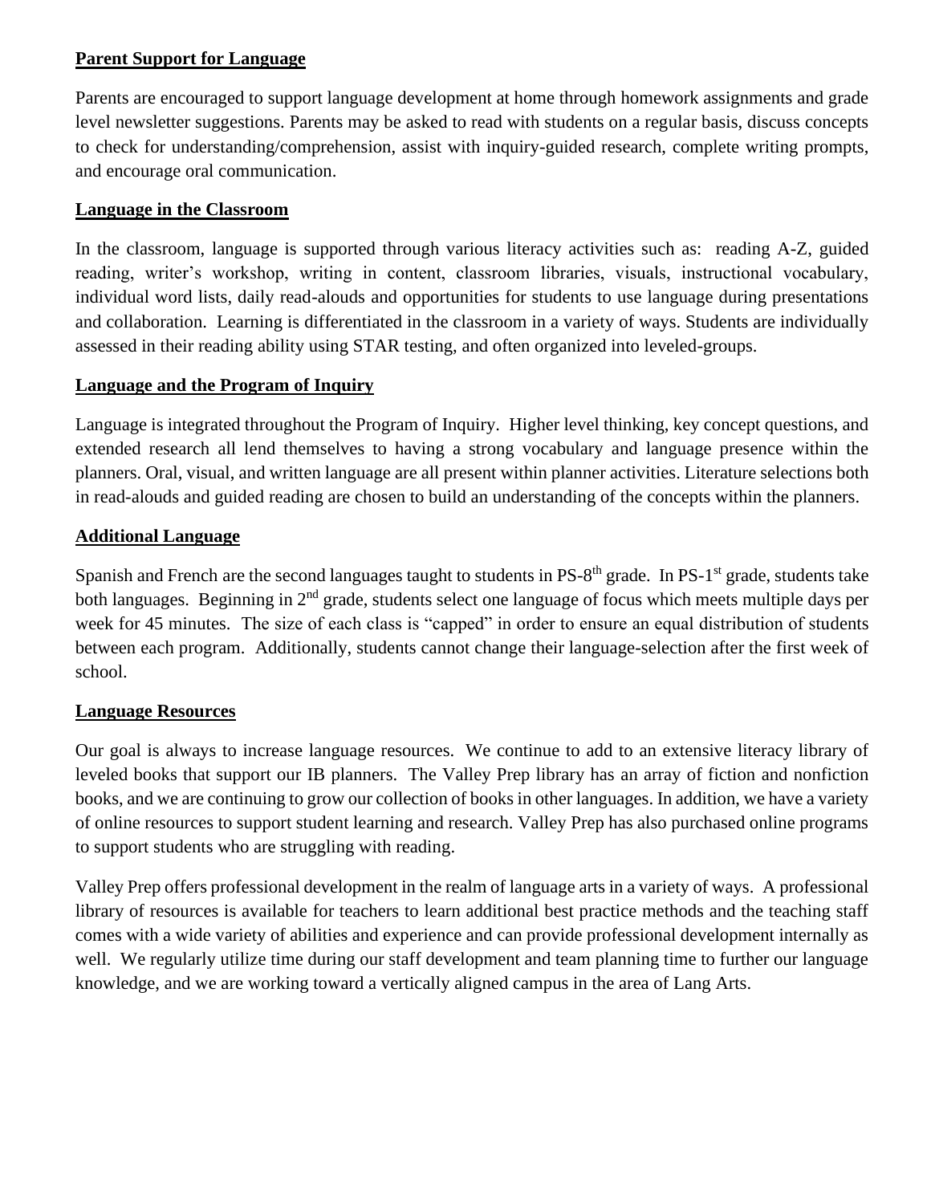## Parent Support for Language

Parents are encouraged to support language development at home through homework assignments and grade level newsletter suggestions. Parents may be asked to read with students on a regular basis, discuss concepts to check for understanding/comprehension, assist with inquiry-guided research, complete writing prompts, and encourage oral communication.

## Language in the Classroom

In the classroom, language is supported through various literacy activities such as: reading A-Z, guided reading, writer's workshop, writing in content, classroom libraries, visuals, instructional vocabulary, individual word lists, daily read-alouds and opportunities for students to use language during presentations and collaboration. Learning is differentiated in the classroom in a variety of ways. Students are individually assessed in their reading ability using STAR testing, and often organized into leveled-groups.

## Language and the Program of Inquiry

Language is integrated throughout the Program of Inquiry. Higher level thinking, key concept questions, and extended research all lend themselves to having a strong vocabulary and language presence within the planners. Oral, visual, and written language are all present within planner activities. Literature selections both in read-alouds and guided reading are chosen to build an understanding of the concepts within the planners.

## Additional Language

Spanish and French are the second languages taught to students in PS-8th grade. In PS-1st grade, students take both languages. Beginning in 2nd grade, students select one language of focus which meets multiple days per week for 45 minutes. The size of each class is "capped" in order to ensure an equal distribution of students between each program. Additionally, students cannot change their language-selection after the first week of school.

## Language Resources

Our goal is always to increase language resources. We continue to add to an extensive literacy library of leveled books that support our IB planners. The Valley Prep library has an array of fiction and nonfiction books, and we are continuing to grow our collection of books in other languages. In addition, we have a variety of online resources to support student learning and research. Valley Prep has also purchased online programs to support students who are struggling with reading.

Valley Prep offers professional development in the realm of language arts in a variety of ways. A professional library of resources is available for teachers to learn additional best practice methods and the teaching staff comes with a wide variety of abilities and experience and can provide professional development internally as well. We regularly utilize time during our staff development and team planning time to further our language knowledge, and we are working toward a vertically aligned campus in the area of Lang Arts.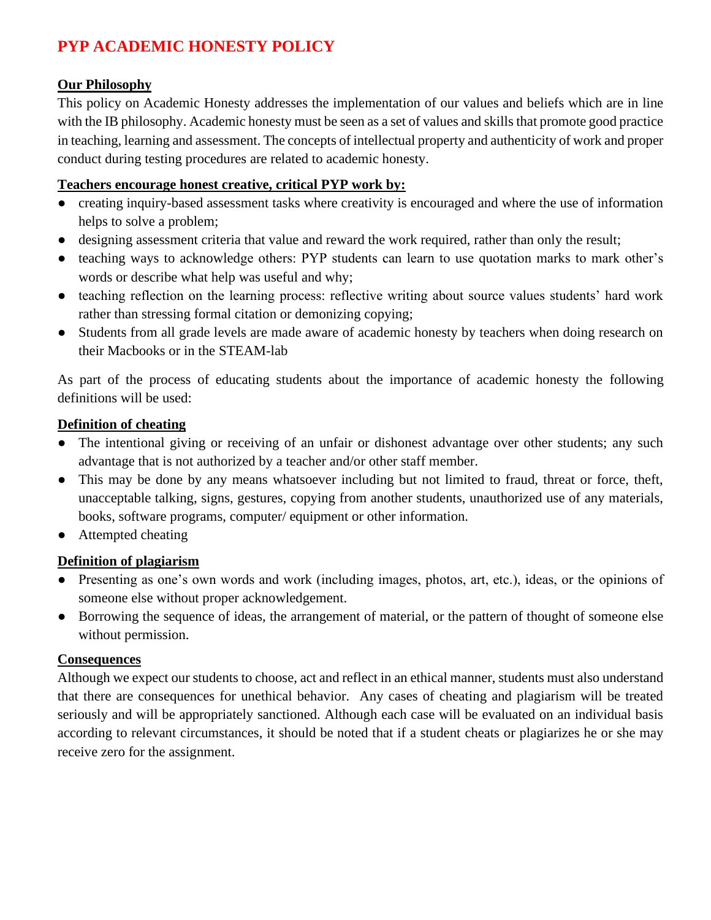# PYP ACADEMIC HONESTY POLICY

## Our Philosophy

This policy on Academic Honesty addresses the implementation of our values and beliefs which are in line with the IB philosophy. Academic honesty must be seen as a set of values and skills that promote good practice in teaching, learning and assessment. The concepts of intellectual property and authenticity of work and proper conduct during testing procedures are related to academic honesty.

## Teachers encourage honest creative, critical PYP work by:

- creating inquiry-based assessment tasks where creativity is encouraged and where the use of information helps to solve a problem;
- designing assessment criteria that value and reward the work required, rather than only the result;
- teaching ways to acknowledge others: PYP students can learn to use quotation marks to mark other's words or describe what help was useful and why;
- teaching reflection on the learning process: reflective writing about source values students' hard work rather than stressing formal citation or demonizing copying;
- Students from all grade levels are made aware of academic honesty by teachers when doing research on their Macbooks or in the STEAM-lab

As part of the process of educating students about the importance of academic honesty the following definitions will be used:

## Definition of cheating

- The intentional giving or receiving of an unfair or dishonest advantage over other students; any such advantage that is not authorized by a teacher and/or other staff member.
- This may be done by any means whatsoever including but not limited to fraud, threat or force, theft, unacceptable talking, signs, gestures, copying from another students, unauthorized use of any materials, books, software programs, computer/ equipment or other information.
- Attempted cheating

## Definition of plagiarism

- Presenting as one's own words and work (including images, photos, art, etc.), ideas, or the opinions of someone else without proper acknowledgement.
- Borrowing the sequence of ideas, the arrangement of material, or the pattern of thought of someone else without permission.

## Consequences

Although we expect our students to choose, act and reflect in an ethical manner, students must also understand that there are consequences for unethical behavior. Any cases of cheating and plagiarism will be treated seriously and will be appropriately sanctioned. Although each case will be evaluated on an individual basis according to relevant circumstances, it should be noted that if a student cheats or plagiarizes he or she may receive zero for the assignment.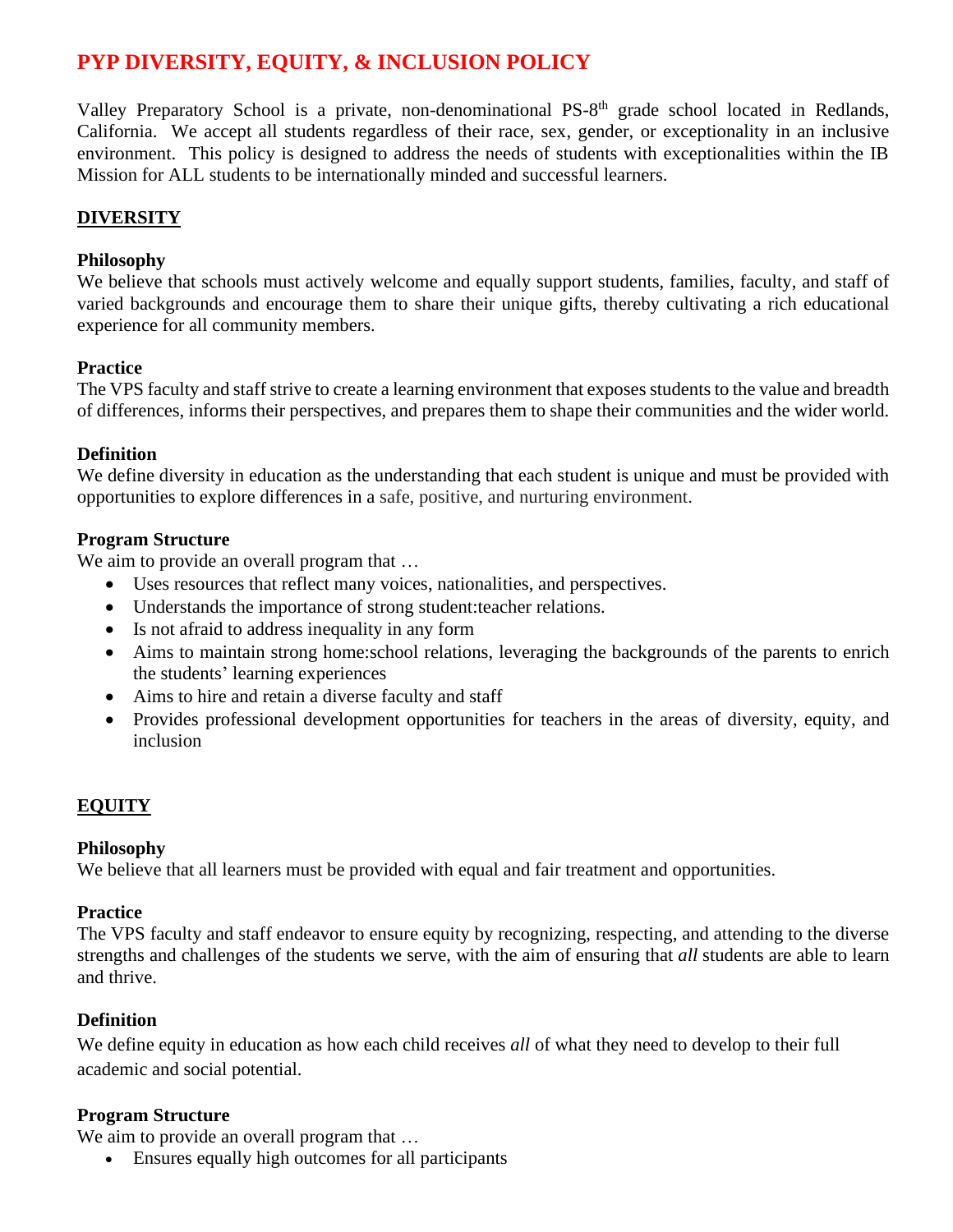# PYP DIVERSITY, EQUITY, & INCLUSION POLICY

Valley Preparatory School is a private, non-denominational PS-8th grade school located in Redlands, California. We accept all students regardless of their race, sex, gender, or exceptionality in an inclusive environment. This policy is designed to address the needs of students with exceptionalities within the IB Mission for ALL students to be internationally minded and successful learners.

## DIVERSITY

**Philosophy**

We believe that schools must actively welcome and equally support students, families, faculty, and staff of varied backgrounds and encourage them to share their unique gifts, thereby cultivating a rich educational experience for all community members.

**Practice**

The VPS faculty and staff strive to create a learning environment that exposes students to the value and breadth of differences, informs their perspectives, and prepares them to shape their communities and the wider world.

**Definition**

We define diversity in education as the understanding that each student is unique and must be provided with opportunities to explore differences in a safe, positive, and nurturing environment.

**Program Structure**

We aim to provide an overall program that …

- Uses resources that reflect many voices, nationalities, and perspectives.
- Understands the importance of strong student:teacher relations.
- Is not afraid to address inequality in any form
- Aims to maintain strong home:school relations, leveraging the backgrounds of the parents to enrich the students' learning experiences
- Aims to hire and retain a diverse faculty and staff
- Provides professional development opportunities for teachers in the areas of diversity, equity, and inclusion

## EQUITY

**Philosophy**

We believe that all learners must be provided with equal and fair treatment and opportunities.

**Practice**

The VPS faculty and staff endeavor to ensure equity by recognizing, respecting, and attending to the diverse strengths and challenges of the students we serve, with the aim of ensuring that *all* students are able to learn and thrive.

**Definition**

We define equity in education as how each child receives *all* of what they need to develop to their full academic and social potential.

**Program Structure**

We aim to provide an overall program that …

- Ensures equally high outcomes for all participants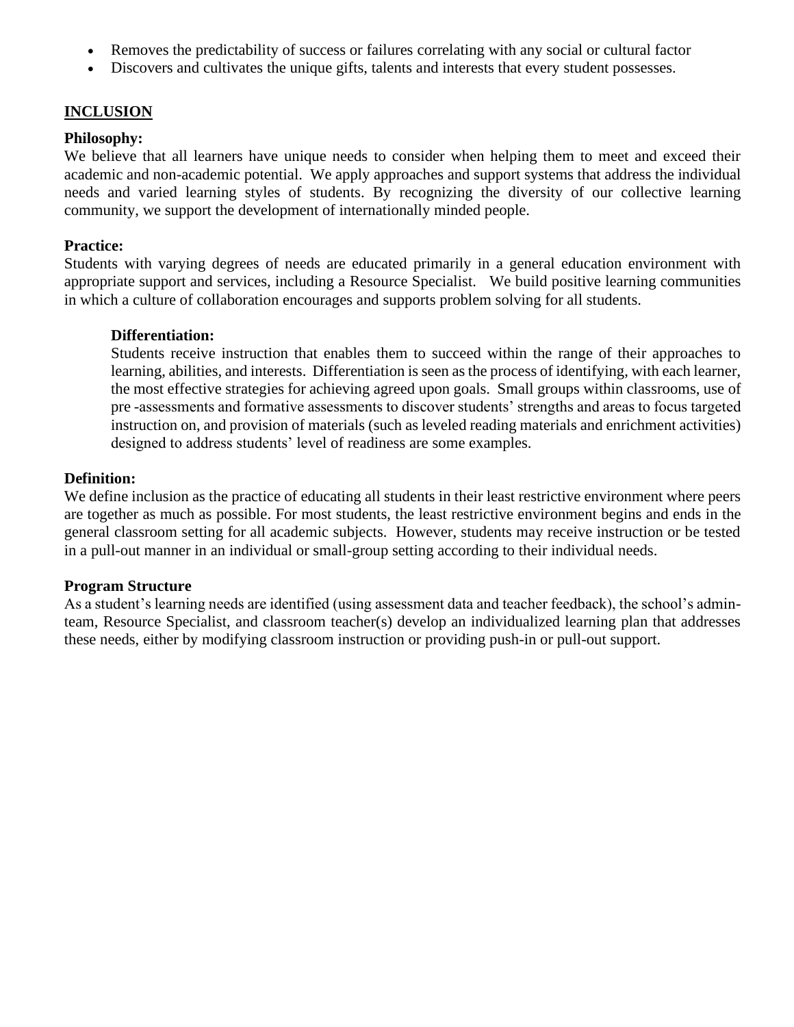- Removes the predictability of success or failures correlating with any social or cultural factor
- Discovers and cultivates the unique gifts, talents and interests that every student possesses.

## INCLUSION

**Philosophy:**

We believe that all learners have unique needs to consider when helping them to meet and exceed their academic and non-academic potential. We apply approaches and support systems that address the individual needs and varied learning styles of students. By recognizing the diversity of our collective learning community, we support the development of internationally minded people.

**Practice:**

Students with varying degrees of needs are educated primarily in a general education environment with appropriate support and services, including a Resource Specialist. We build positive learning communities in which a culture of collaboration encourages and supports problem solving for all students.

> **Differentiation:**
>
> Students receive instruction that enables them to succeed within the range of their approaches to learning, abilities, and interests. Differentiation is seen as the process of identifying, with each learner, the most effective strategies for achieving agreed upon goals. Small groups within classrooms, use of pre -assessments and formative assessments to discover students' strengths and areas to focus targeted instruction on, and provision of materials (such as leveled reading materials and enrichment activities) designed to address students' level of readiness are some examples.

**Definition:**

We define inclusion as the practice of educating all students in their least restrictive environment where peers are together as much as possible. For most students, the least restrictive environment begins and ends in the general classroom setting for all academic subjects. However, students may receive instruction or be tested in a pull-out manner in an individual or small-group setting according to their individual needs.

**Program Structure**

As a student's learning needs are identified (using assessment data and teacher feedback), the school's admin-team, Resource Specialist, and classroom teacher(s) develop an individualized learning plan that addresses these needs, either by modifying classroom instruction or providing push-in or pull-out support.